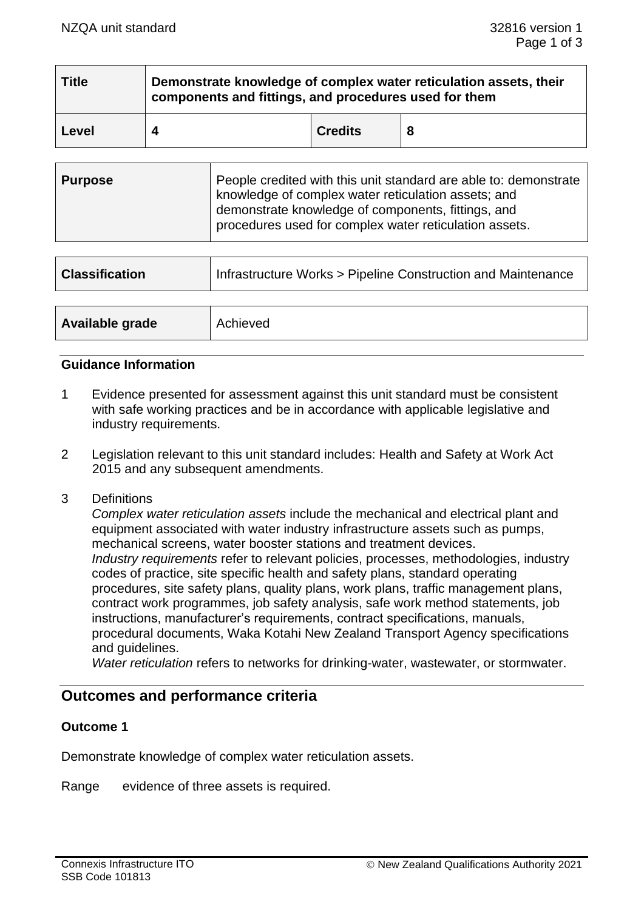| Title | Demonstrate knowledge of complex water reticulation assets, their components and fittings, and procedures used for them | | |
|---|---|---|---|
| Level | 4 | Credits | 8 |

| Purpose | People credited with this unit standard are able to: demonstrate knowledge of complex water reticulation assets; and demonstrate knowledge of components, fittings, and procedures used for complex water reticulation assets. |
|---|---|

| Classification | Infrastructure Works > Pipeline Construction and Maintenance |
|---|---|

| Available grade | Achieved |
|---|---|

### Guidance Information

1 Evidence presented for assessment against this unit standard must be consistent with safe working practices and be in accordance with applicable legislative and industry requirements.

2 Legislation relevant to this unit standard includes: Health and Safety at Work Act 2015 and any subsequent amendments.

3 Definitions

*Complex water reticulation assets* include the mechanical and electrical plant and equipment associated with water industry infrastructure assets such as pumps, mechanical screens, water booster stations and treatment devices.
*Industry requirements* refer to relevant policies, processes, methodologies, industry codes of practice, site specific health and safety plans, standard operating procedures, site safety plans, quality plans, work plans, traffic management plans, contract work programmes, job safety analysis, safe work method statements, job instructions, manufacturer's requirements, contract specifications, manuals, procedural documents, Waka Kotahi New Zealand Transport Agency specifications and guidelines.
*Water reticulation* refers to networks for drinking-water, wastewater, or stormwater.

## Outcomes and performance criteria

### Outcome 1

Demonstrate knowledge of complex water reticulation assets.

Range evidence of three assets is required.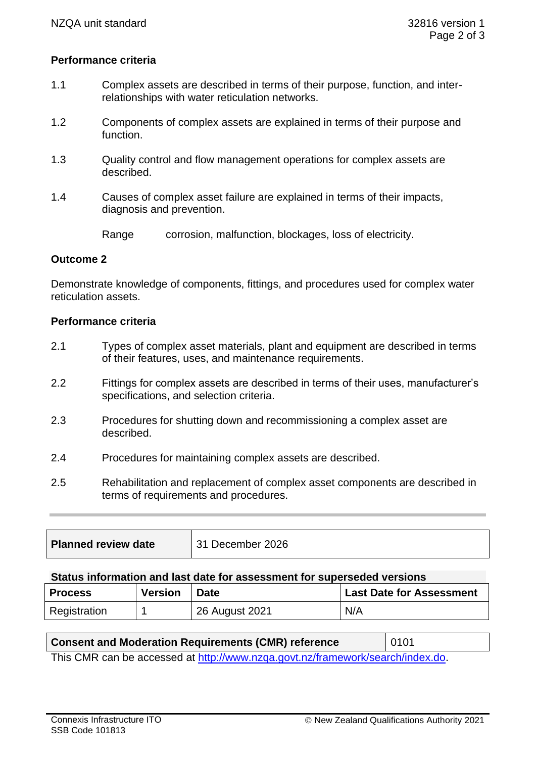### Performance criteria

1.1 Complex assets are described in terms of their purpose, function, and inter-relationships with water reticulation networks.

1.2 Components of complex assets are explained in terms of their purpose and function.

1.3 Quality control and flow management operations for complex assets are described.

1.4 Causes of complex asset failure are explained in terms of their impacts, diagnosis and prevention.

Range corrosion, malfunction, blockages, loss of electricity.

## Outcome 2

Demonstrate knowledge of components, fittings, and procedures used for complex water reticulation assets.

### Performance criteria

2.1 Types of complex asset materials, plant and equipment are described in terms of their features, uses, and maintenance requirements.

2.2 Fittings for complex assets are described in terms of their uses, manufacturer's specifications, and selection criteria.

2.3 Procedures for shutting down and recommissioning a complex asset are described.

2.4 Procedures for maintaining complex assets are described.

2.5 Rehabilitation and replacement of complex asset components are described in terms of requirements and procedures.

---

| Planned review date | 31 December 2026 |
|---|---|

**Status information and last date for assessment for superseded versions**

| Process | Version | Date | Last Date for Assessment |
|---|---|---|---|
| Registration | 1 | 26 August 2021 | N/A |

| Consent and Moderation Requirements (CMR) reference | 0101 |
|---|---|

This CMR can be accessed at http://www.nzqa.govt.nz/framework/search/index.do.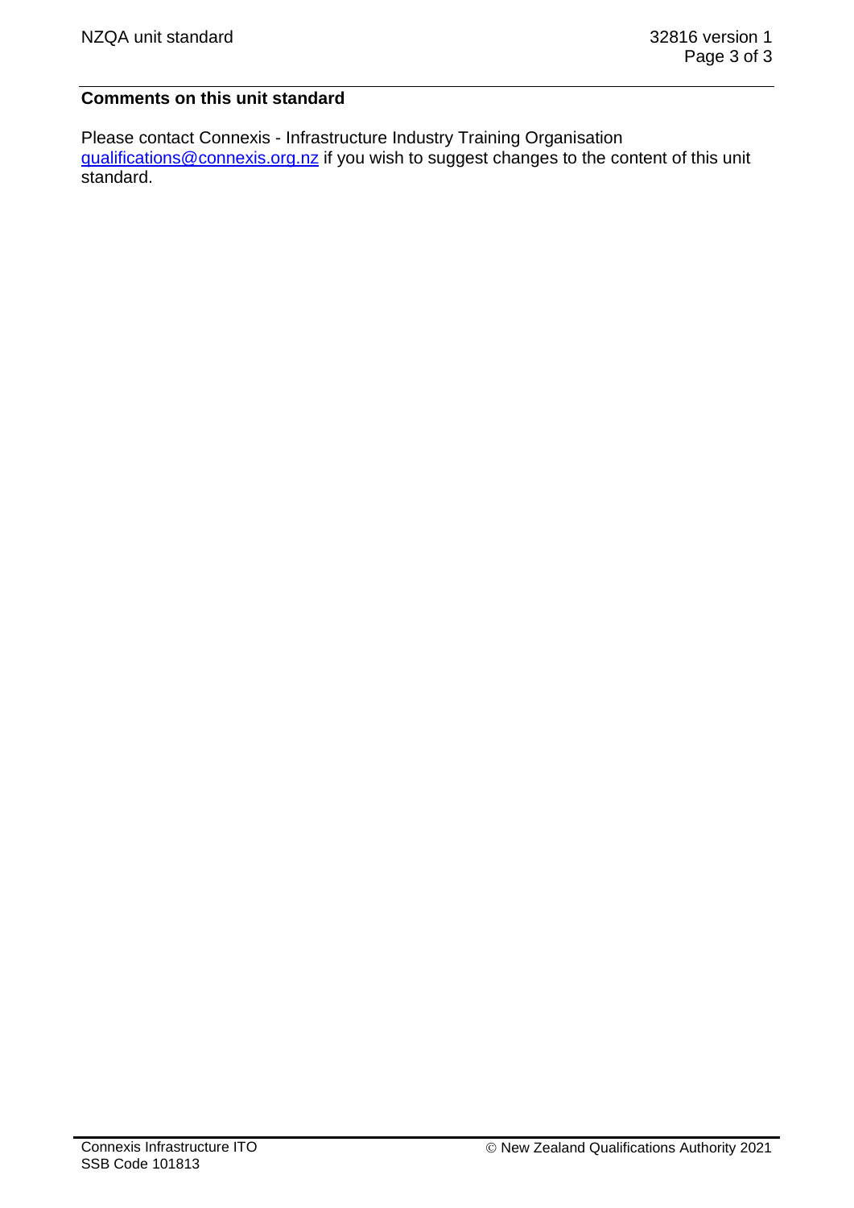## Comments on this unit standard

Please contact Connexis - Infrastructure Industry Training Organisation qualifications@connexis.org.nz if you wish to suggest changes to the content of this unit standard.